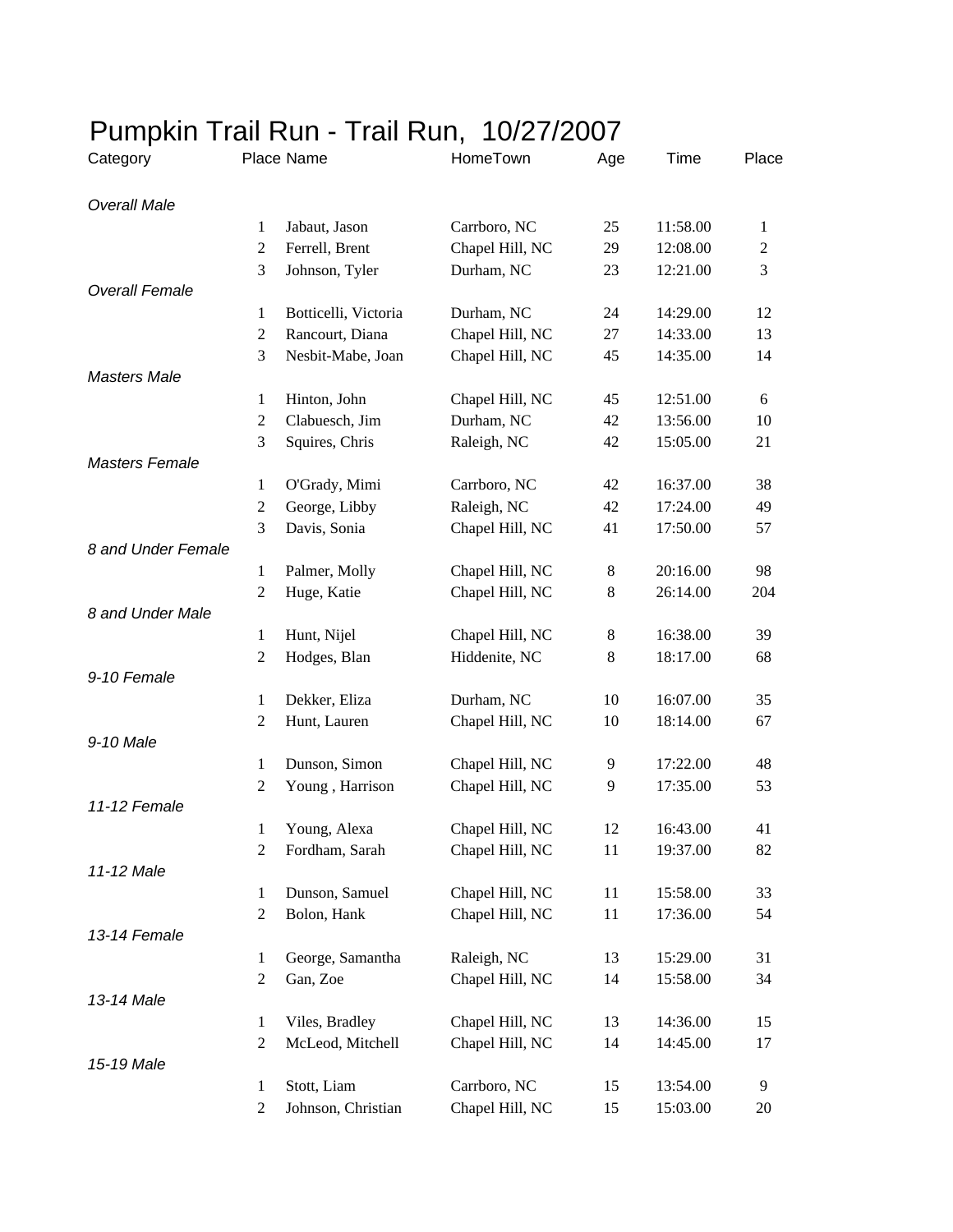# Pumpkin Trail Run - Trail Run, 10/27/2007

| Category | Place | Name | HomeTown | Age | Time | Place |
|---|---|---|---|---|---|---|
| *Overall Male* | | | | | | |
| | 1 | Jabaut, Jason | Carrboro, NC | 25 | 11:58.00 | 1 |
| | 2 | Ferrell, Brent | Chapel Hill, NC | 29 | 12:08.00 | 2 |
| | 3 | Johnson, Tyler | Durham, NC | 23 | 12:21.00 | 3 |
| *Overall Female* | | | | | | |
| | 1 | Botticelli, Victoria | Durham, NC | 24 | 14:29.00 | 12 |
| | 2 | Rancourt, Diana | Chapel Hill, NC | 27 | 14:33.00 | 13 |
| | 3 | Nesbit-Mabe, Joan | Chapel Hill, NC | 45 | 14:35.00 | 14 |
| *Masters Male* | | | | | | |
| | 1 | Hinton, John | Chapel Hill, NC | 45 | 12:51.00 | 6 |
| | 2 | Clabuesch, Jim | Durham, NC | 42 | 13:56.00 | 10 |
| | 3 | Squires, Chris | Raleigh, NC | 42 | 15:05.00 | 21 |
| *Masters Female* | | | | | | |
| | 1 | O'Grady, Mimi | Carrboro, NC | 42 | 16:37.00 | 38 |
| | 2 | George, Libby | Raleigh, NC | 42 | 17:24.00 | 49 |
| | 3 | Davis, Sonia | Chapel Hill, NC | 41 | 17:50.00 | 57 |
| *8 and Under Female* | | | | | | |
| | 1 | Palmer, Molly | Chapel Hill, NC | 8 | 20:16.00 | 98 |
| | 2 | Huge, Katie | Chapel Hill, NC | 8 | 26:14.00 | 204 |
| *8 and Under Male* | | | | | | |
| | 1 | Hunt, Nijel | Chapel Hill, NC | 8 | 16:38.00 | 39 |
| | 2 | Hodges, Blan | Hiddenite, NC | 8 | 18:17.00 | 68 |
| *9-10 Female* | | | | | | |
| | 1 | Dekker, Eliza | Durham, NC | 10 | 16:07.00 | 35 |
| | 2 | Hunt, Lauren | Chapel Hill, NC | 10 | 18:14.00 | 67 |
| *9-10 Male* | | | | | | |
| | 1 | Dunson, Simon | Chapel Hill, NC | 9 | 17:22.00 | 48 |
| | 2 | Young , Harrison | Chapel Hill, NC | 9 | 17:35.00 | 53 |
| *11-12 Female* | | | | | | |
| | 1 | Young, Alexa | Chapel Hill, NC | 12 | 16:43.00 | 41 |
| | 2 | Fordham, Sarah | Chapel Hill, NC | 11 | 19:37.00 | 82 |
| *11-12 Male* | | | | | | |
| | 1 | Dunson, Samuel | Chapel Hill, NC | 11 | 15:58.00 | 33 |
| | 2 | Bolon, Hank | Chapel Hill, NC | 11 | 17:36.00 | 54 |
| *13-14 Female* | | | | | | |
| | 1 | George, Samantha | Raleigh, NC | 13 | 15:29.00 | 31 |
| | 2 | Gan, Zoe | Chapel Hill, NC | 14 | 15:58.00 | 34 |
| *13-14 Male* | | | | | | |
| | 1 | Viles, Bradley | Chapel Hill, NC | 13 | 14:36.00 | 15 |
| | 2 | McLeod, Mitchell | Chapel Hill, NC | 14 | 14:45.00 | 17 |
| *15-19 Male* | | | | | | |
| | 1 | Stott, Liam | Carrboro, NC | 15 | 13:54.00 | 9 |
| | 2 | Johnson, Christian | Chapel Hill, NC | 15 | 15:03.00 | 20 |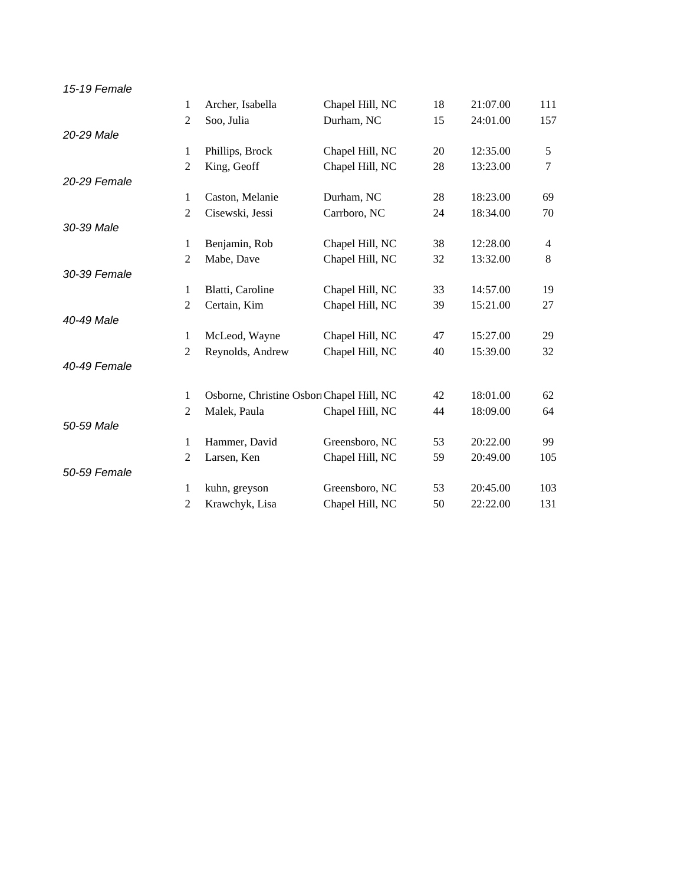| | | | | | | |
|---|---|---|---|---|---|---|
| *15-19 Female* | | | | | | |
| | 1 | Archer, Isabella | Chapel Hill, NC | 18 | 21:07.00 | 111 |
| | 2 | Soo, Julia | Durham, NC | 15 | 24:01.00 | 157 |
| *20-29 Male* | | | | | | |
| | 1 | Phillips, Brock | Chapel Hill, NC | 20 | 12:35.00 | 5 |
| | 2 | King, Geoff | Chapel Hill, NC | 28 | 13:23.00 | 7 |
| *20-29 Female* | | | | | | |
| | 1 | Caston, Melanie | Durham, NC | 28 | 18:23.00 | 69 |
| | 2 | Cisewski, Jessi | Carrboro, NC | 24 | 18:34.00 | 70 |
| *30-39 Male* | | | | | | |
| | 1 | Benjamin, Rob | Chapel Hill, NC | 38 | 12:28.00 | 4 |
| | 2 | Mabe, Dave | Chapel Hill, NC | 32 | 13:32.00 | 8 |
| *30-39 Female* | | | | | | |
| | 1 | Blatti, Caroline | Chapel Hill, NC | 33 | 14:57.00 | 19 |
| | 2 | Certain, Kim | Chapel Hill, NC | 39 | 15:21.00 | 27 |
| *40-49 Male* | | | | | | |
| | 1 | McLeod, Wayne | Chapel Hill, NC | 47 | 15:27.00 | 29 |
| | 2 | Reynolds, Andrew | Chapel Hill, NC | 40 | 15:39.00 | 32 |
| *40-49 Female* | | | | | | |
| | 1 | Osborne, Christine Osborı | Chapel Hill, NC | 42 | 18:01.00 | 62 |
| | 2 | Malek, Paula | Chapel Hill, NC | 44 | 18:09.00 | 64 |
| *50-59 Male* | | | | | | |
| | 1 | Hammer, David | Greensboro, NC | 53 | 20:22.00 | 99 |
| | 2 | Larsen, Ken | Chapel Hill, NC | 59 | 20:49.00 | 105 |
| *50-59 Female* | | | | | | |
| | 1 | kuhn, greyson | Greensboro, NC | 53 | 20:45.00 | 103 |
| | 2 | Krawchyk, Lisa | Chapel Hill, NC | 50 | 22:22.00 | 131 |